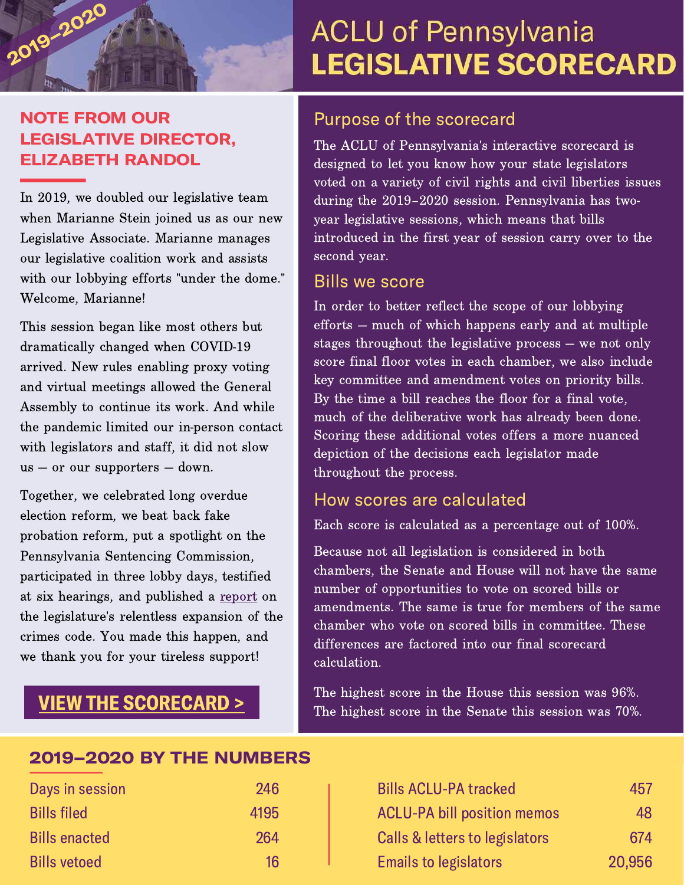2019–2020

# ACLU of Pennsylvania LEGISLATIVE SCORECARD

## NOTE FROM OUR LEGISLATIVE DIRECTOR, ELIZABETH RANDOL

In 2019, we doubled our legislative team when Marianne Stein joined us as our new Legislative Associate. Marianne manages our legislative coalition work and assists with our lobbying efforts "under the dome." Welcome, Marianne!

This session began like most others but dramatically changed when COVID-19 arrived. New rules enabling proxy voting and virtual meetings allowed the General Assembly to continue its work. And while the pandemic limited our in-person contact with legislators and staff, it did not slow us — or our supporters — down.

Together, we celebrated long overdue election reform, we beat back fake probation reform, put a spotlight on the Pennsylvania Sentencing Commission, participated in three lobby days, testified at six hearings, and published a report on the legislature's relentless expansion of the crimes code. You made this happen, and we thank you for your tireless support!

**VIEW THE SCORECARD >**

## Purpose of the scorecard

The ACLU of Pennsylvania's interactive scorecard is designed to let you know how your state legislators voted on a variety of civil rights and civil liberties issues during the 2019–2020 session. Pennsylvania has two-year legislative sessions, which means that bills introduced in the first year of session carry over to the second year.

## Bills we score

In order to better reflect the scope of our lobbying efforts — much of which happens early and at multiple stages throughout the legislative process — we not only score final floor votes in each chamber, we also include key committee and amendment votes on priority bills. By the time a bill reaches the floor for a final vote, much of the deliberative work has already been done. Scoring these additional votes offers a more nuanced depiction of the decisions each legislator made throughout the process.

## How scores are calculated

Each score is calculated as a percentage out of 100%.

Because not all legislation is considered in both chambers, the Senate and House will not have the same number of opportunities to vote on scored bills or amendments. The same is true for members of the same chamber who vote on scored bills in committee. These differences are factored into our final scorecard calculation.

The highest score in the House this session was 96%.
The highest score in the Senate this session was 70%.

## 2019–2020 BY THE NUMBERS

| | |
|---|---|
| Days in session | 246 |
| Bills filed | 4195 |
| Bills enacted | 264 |
| Bills vetoed | 16 |
| Bills ACLU-PA tracked | 457 |
| ACLU-PA bill position memos | 48 |
| Calls & letters to legislators | 674 |
| Emails to legislators | 20,956 |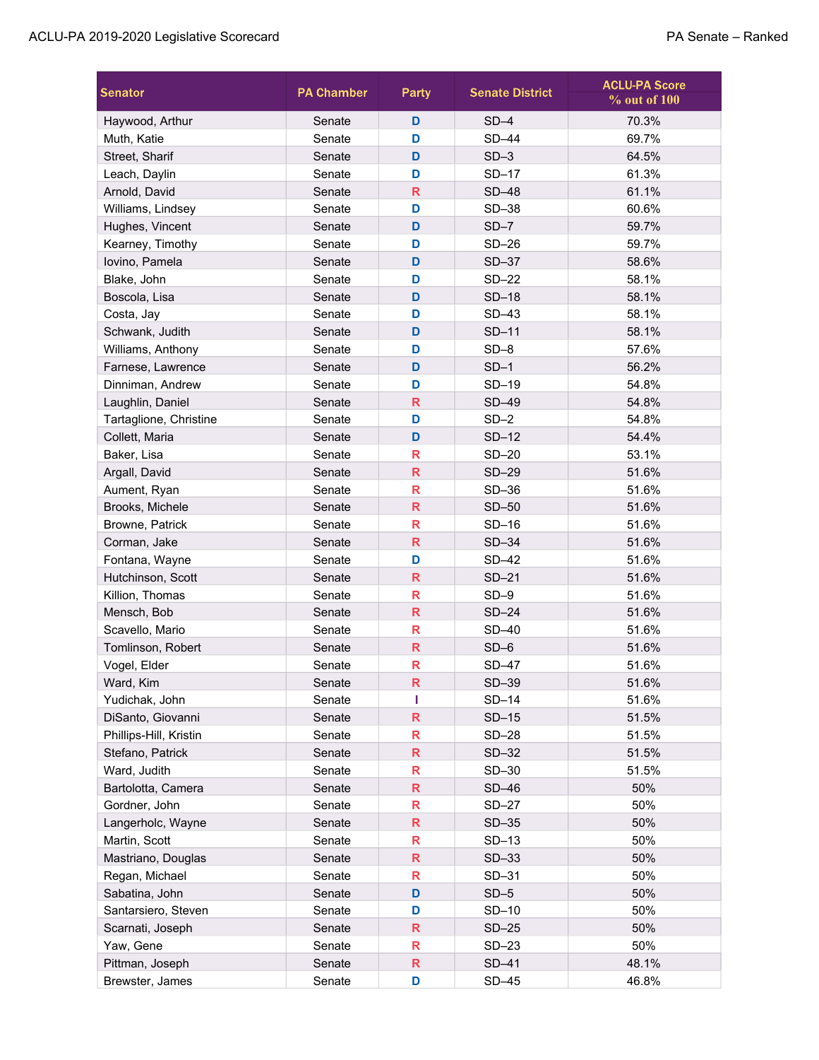| Senator | PA Chamber | Party | Senate District | ACLU-PA Score % out of 100 |
|---|---|---|---|---|
| Haywood, Arthur | Senate | D | SD–4 | 70.3% |
| Muth, Katie | Senate | D | SD–44 | 69.7% |
| Street, Sharif | Senate | D | SD–3 | 64.5% |
| Leach, Daylin | Senate | D | SD–17 | 61.3% |
| Arnold, David | Senate | R | SD–48 | 61.1% |
| Williams, Lindsey | Senate | D | SD–38 | 60.6% |
| Hughes, Vincent | Senate | D | SD–7 | 59.7% |
| Kearney, Timothy | Senate | D | SD–26 | 59.7% |
| Iovino, Pamela | Senate | D | SD–37 | 58.6% |
| Blake, John | Senate | D | SD–22 | 58.1% |
| Boscola, Lisa | Senate | D | SD–18 | 58.1% |
| Costa, Jay | Senate | D | SD–43 | 58.1% |
| Schwank, Judith | Senate | D | SD–11 | 58.1% |
| Williams, Anthony | Senate | D | SD–8 | 57.6% |
| Farnese, Lawrence | Senate | D | SD–1 | 56.2% |
| Dinniman, Andrew | Senate | D | SD–19 | 54.8% |
| Laughlin, Daniel | Senate | R | SD–49 | 54.8% |
| Tartaglione, Christine | Senate | D | SD–2 | 54.8% |
| Collett, Maria | Senate | D | SD–12 | 54.4% |
| Baker, Lisa | Senate | R | SD–20 | 53.1% |
| Argall, David | Senate | R | SD–29 | 51.6% |
| Aument, Ryan | Senate | R | SD–36 | 51.6% |
| Brooks, Michele | Senate | R | SD–50 | 51.6% |
| Browne, Patrick | Senate | R | SD–16 | 51.6% |
| Corman, Jake | Senate | R | SD–34 | 51.6% |
| Fontana, Wayne | Senate | D | SD–42 | 51.6% |
| Hutchinson, Scott | Senate | R | SD–21 | 51.6% |
| Killion, Thomas | Senate | R | SD–9 | 51.6% |
| Mensch, Bob | Senate | R | SD–24 | 51.6% |
| Scavello, Mario | Senate | R | SD–40 | 51.6% |
| Tomlinson, Robert | Senate | R | SD–6 | 51.6% |
| Vogel, Elder | Senate | R | SD–47 | 51.6% |
| Ward, Kim | Senate | R | SD–39 | 51.6% |
| Yudichak, John | Senate | I | SD–14 | 51.6% |
| DiSanto, Giovanni | Senate | R | SD–15 | 51.5% |
| Phillips-Hill, Kristin | Senate | R | SD–28 | 51.5% |
| Stefano, Patrick | Senate | R | SD–32 | 51.5% |
| Ward, Judith | Senate | R | SD–30 | 51.5% |
| Bartolotta, Camera | Senate | R | SD–46 | 50% |
| Gordner, John | Senate | R | SD–27 | 50% |
| Langerholc, Wayne | Senate | R | SD–35 | 50% |
| Martin, Scott | Senate | R | SD–13 | 50% |
| Mastriano, Douglas | Senate | R | SD–33 | 50% |
| Regan, Michael | Senate | R | SD–31 | 50% |
| Sabatina, John | Senate | D | SD–5 | 50% |
| Santarsiero, Steven | Senate | D | SD–10 | 50% |
| Scarnati, Joseph | Senate | R | SD–25 | 50% |
| Yaw, Gene | Senate | R | SD–23 | 50% |
| Pittman, Joseph | Senate | R | SD–41 | 48.1% |
| Brewster, James | Senate | D | SD–45 | 46.8% |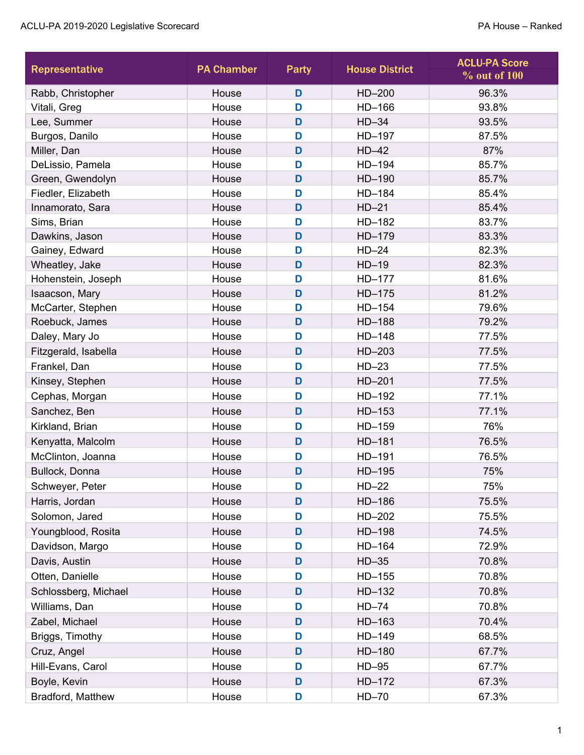| Representative | PA Chamber | Party | House District | ACLU-PA Score % out of 100 |
|---|---|---|---|---|
| Rabb, Christopher | House | D | HD–200 | 96.3% |
| Vitali, Greg | House | D | HD–166 | 93.8% |
| Lee, Summer | House | D | HD–34 | 93.5% |
| Burgos, Danilo | House | D | HD–197 | 87.5% |
| Miller, Dan | House | D | HD–42 | 87% |
| DeLissio, Pamela | House | D | HD–194 | 85.7% |
| Green, Gwendolyn | House | D | HD–190 | 85.7% |
| Fiedler, Elizabeth | House | D | HD–184 | 85.4% |
| Innamorato, Sara | House | D | HD–21 | 85.4% |
| Sims, Brian | House | D | HD–182 | 83.7% |
| Dawkins, Jason | House | D | HD–179 | 83.3% |
| Gainey, Edward | House | D | HD–24 | 82.3% |
| Wheatley, Jake | House | D | HD–19 | 82.3% |
| Hohenstein, Joseph | House | D | HD–177 | 81.6% |
| Isaacson, Mary | House | D | HD–175 | 81.2% |
| McCarter, Stephen | House | D | HD–154 | 79.6% |
| Roebuck, James | House | D | HD–188 | 79.2% |
| Daley, Mary Jo | House | D | HD–148 | 77.5% |
| Fitzgerald, Isabella | House | D | HD–203 | 77.5% |
| Frankel, Dan | House | D | HD–23 | 77.5% |
| Kinsey, Stephen | House | D | HD–201 | 77.5% |
| Cephas, Morgan | House | D | HD–192 | 77.1% |
| Sanchez, Ben | House | D | HD–153 | 77.1% |
| Kirkland, Brian | House | D | HD–159 | 76% |
| Kenyatta, Malcolm | House | D | HD–181 | 76.5% |
| McClinton, Joanna | House | D | HD–191 | 76.5% |
| Bullock, Donna | House | D | HD–195 | 75% |
| Schweyer, Peter | House | D | HD–22 | 75% |
| Harris, Jordan | House | D | HD–186 | 75.5% |
| Solomon, Jared | House | D | HD–202 | 75.5% |
| Youngblood, Rosita | House | D | HD–198 | 74.5% |
| Davidson, Margo | House | D | HD–164 | 72.9% |
| Davis, Austin | House | D | HD–35 | 70.8% |
| Otten, Danielle | House | D | HD–155 | 70.8% |
| Schlossberg, Michael | House | D | HD–132 | 70.8% |
| Williams, Dan | House | D | HD–74 | 70.8% |
| Zabel, Michael | House | D | HD–163 | 70.4% |
| Briggs, Timothy | House | D | HD–149 | 68.5% |
| Cruz, Angel | House | D | HD–180 | 67.7% |
| Hill-Evans, Carol | House | D | HD–95 | 67.7% |
| Boyle, Kevin | House | D | HD–172 | 67.3% |
| Bradford, Matthew | House | D | HD–70 | 67.3% |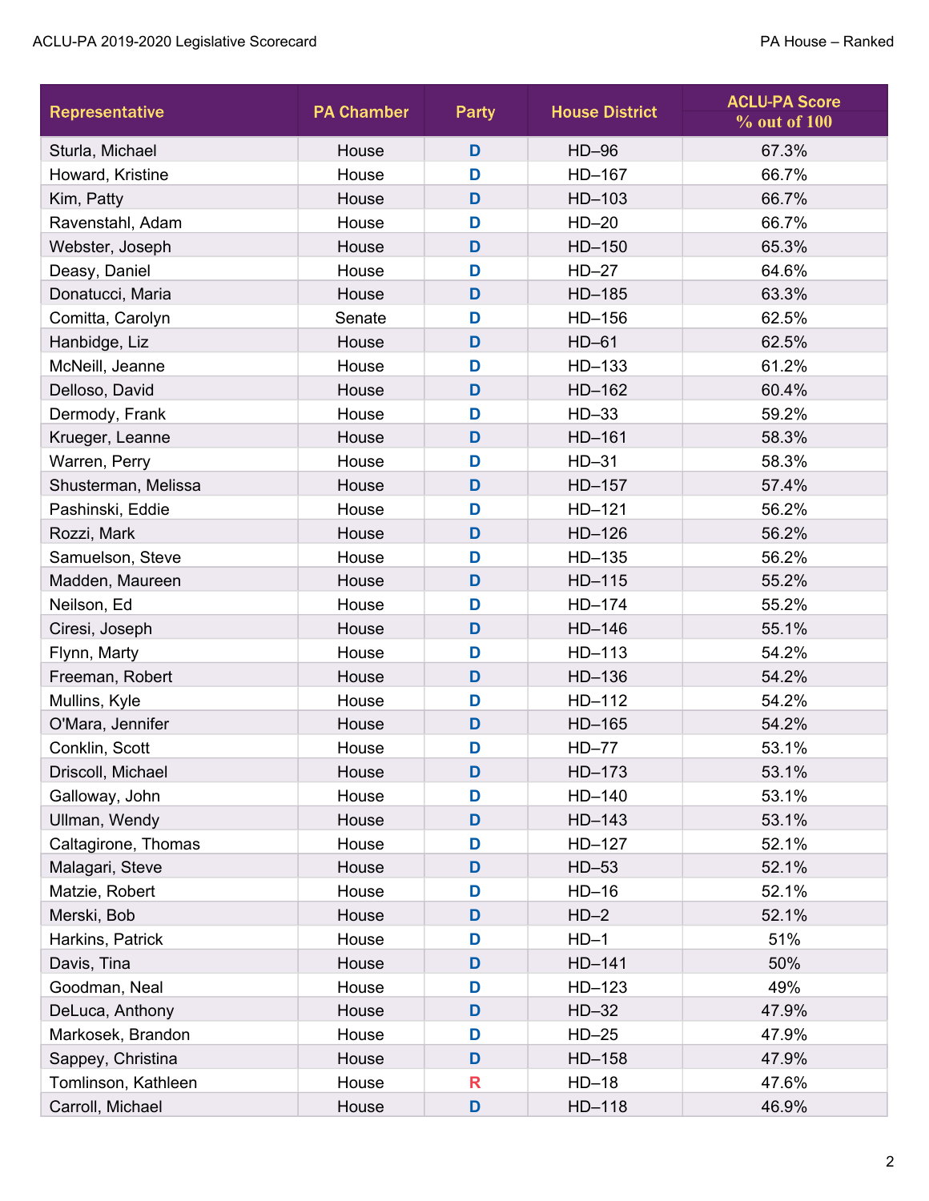| Representative | PA Chamber | Party | House District | ACLU-PA Score % out of 100 |
|---|---|---|---|---|
| Sturla, Michael | House | D | HD–96 | 67.3% |
| Howard, Kristine | House | D | HD–167 | 66.7% |
| Kim, Patty | House | D | HD–103 | 66.7% |
| Ravenstahl, Adam | House | D | HD–20 | 66.7% |
| Webster, Joseph | House | D | HD–150 | 65.3% |
| Deasy, Daniel | House | D | HD–27 | 64.6% |
| Donatucci, Maria | House | D | HD–185 | 63.3% |
| Comitta, Carolyn | Senate | D | HD–156 | 62.5% |
| Hanbidge, Liz | House | D | HD–61 | 62.5% |
| McNeill, Jeanne | House | D | HD–133 | 61.2% |
| Delloso, David | House | D | HD–162 | 60.4% |
| Dermody, Frank | House | D | HD–33 | 59.2% |
| Krueger, Leanne | House | D | HD–161 | 58.3% |
| Warren, Perry | House | D | HD–31 | 58.3% |
| Shusterman, Melissa | House | D | HD–157 | 57.4% |
| Pashinski, Eddie | House | D | HD–121 | 56.2% |
| Rozzi, Mark | House | D | HD–126 | 56.2% |
| Samuelson, Steve | House | D | HD–135 | 56.2% |
| Madden, Maureen | House | D | HD–115 | 55.2% |
| Neilson, Ed | House | D | HD–174 | 55.2% |
| Ciresi, Joseph | House | D | HD–146 | 55.1% |
| Flynn, Marty | House | D | HD–113 | 54.2% |
| Freeman, Robert | House | D | HD–136 | 54.2% |
| Mullins, Kyle | House | D | HD–112 | 54.2% |
| O'Mara, Jennifer | House | D | HD–165 | 54.2% |
| Conklin, Scott | House | D | HD–77 | 53.1% |
| Driscoll, Michael | House | D | HD–173 | 53.1% |
| Galloway, John | House | D | HD–140 | 53.1% |
| Ullman, Wendy | House | D | HD–143 | 53.1% |
| Caltagirone, Thomas | House | D | HD–127 | 52.1% |
| Malagari, Steve | House | D | HD–53 | 52.1% |
| Matzie, Robert | House | D | HD–16 | 52.1% |
| Merski, Bob | House | D | HD–2 | 52.1% |
| Harkins, Patrick | House | D | HD–1 | 51% |
| Davis, Tina | House | D | HD–141 | 50% |
| Goodman, Neal | House | D | HD–123 | 49% |
| DeLuca, Anthony | House | D | HD–32 | 47.9% |
| Markosek, Brandon | House | D | HD–25 | 47.9% |
| Sappey, Christina | House | D | HD–158 | 47.9% |
| Tomlinson, Kathleen | House | R | HD–18 | 47.6% |
| Carroll, Michael | House | D | HD–118 | 46.9% |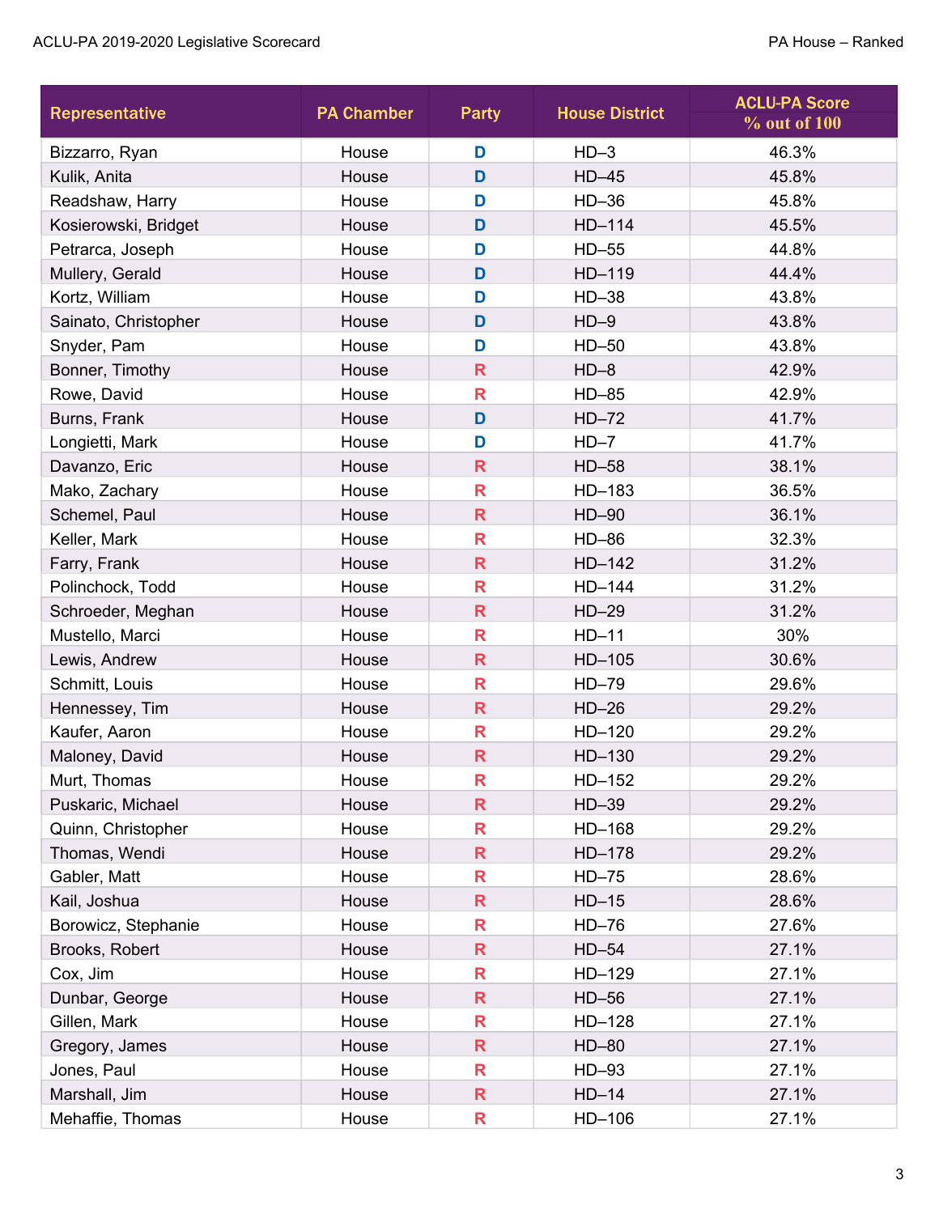| Representative | PA Chamber | Party | House District | ACLU-PA Score % out of 100 |
|---|---|---|---|---|
| Bizzarro, Ryan | House | D | HD–3 | 46.3% |
| Kulik, Anita | House | D | HD–45 | 45.8% |
| Readshaw, Harry | House | D | HD–36 | 45.8% |
| Kosierowski, Bridget | House | D | HD–114 | 45.5% |
| Petrarca, Joseph | House | D | HD–55 | 44.8% |
| Mullery, Gerald | House | D | HD–119 | 44.4% |
| Kortz, William | House | D | HD–38 | 43.8% |
| Sainato, Christopher | House | D | HD–9 | 43.8% |
| Snyder, Pam | House | D | HD–50 | 43.8% |
| Bonner, Timothy | House | R | HD–8 | 42.9% |
| Rowe, David | House | R | HD–85 | 42.9% |
| Burns, Frank | House | D | HD–72 | 41.7% |
| Longietti, Mark | House | D | HD–7 | 41.7% |
| Davanzo, Eric | House | R | HD–58 | 38.1% |
| Mako, Zachary | House | R | HD–183 | 36.5% |
| Schemel, Paul | House | R | HD–90 | 36.1% |
| Keller, Mark | House | R | HD–86 | 32.3% |
| Farry, Frank | House | R | HD–142 | 31.2% |
| Polinchock, Todd | House | R | HD–144 | 31.2% |
| Schroeder, Meghan | House | R | HD–29 | 31.2% |
| Mustello, Marci | House | R | HD–11 | 30% |
| Lewis, Andrew | House | R | HD–105 | 30.6% |
| Schmitt, Louis | House | R | HD–79 | 29.6% |
| Hennessey, Tim | House | R | HD–26 | 29.2% |
| Kaufer, Aaron | House | R | HD–120 | 29.2% |
| Maloney, David | House | R | HD–130 | 29.2% |
| Murt, Thomas | House | R | HD–152 | 29.2% |
| Puskaric, Michael | House | R | HD–39 | 29.2% |
| Quinn, Christopher | House | R | HD–168 | 29.2% |
| Thomas, Wendi | House | R | HD–178 | 29.2% |
| Gabler, Matt | House | R | HD–75 | 28.6% |
| Kail, Joshua | House | R | HD–15 | 28.6% |
| Borowicz, Stephanie | House | R | HD–76 | 27.6% |
| Brooks, Robert | House | R | HD–54 | 27.1% |
| Cox, Jim | House | R | HD–129 | 27.1% |
| Dunbar, George | House | R | HD–56 | 27.1% |
| Gillen, Mark | House | R | HD–128 | 27.1% |
| Gregory, James | House | R | HD–80 | 27.1% |
| Jones, Paul | House | R | HD–93 | 27.1% |
| Marshall, Jim | House | R | HD–14 | 27.1% |
| Mehaffie, Thomas | House | R | HD–106 | 27.1% |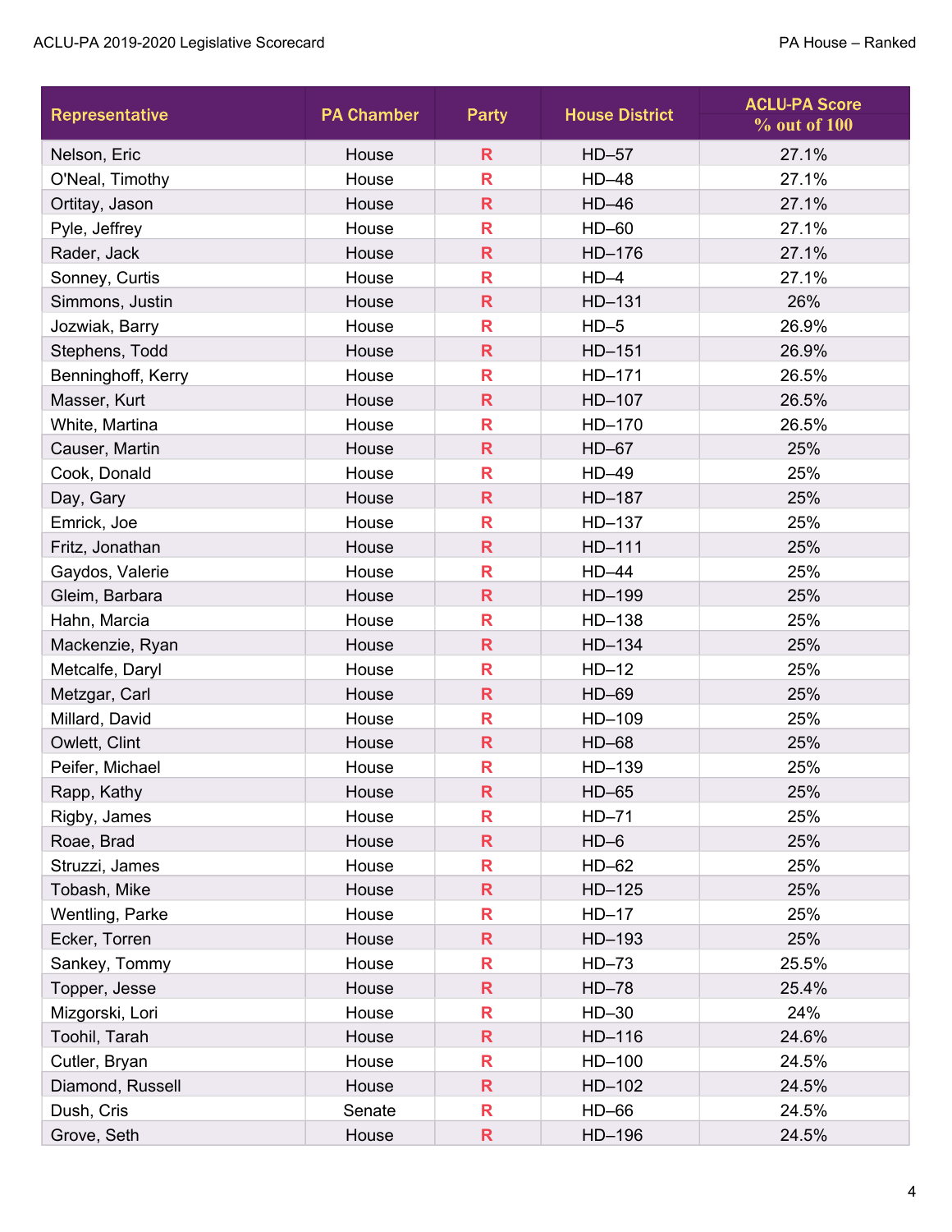| Representative | PA Chamber | Party | House District | ACLU-PA Score % out of 100 |
|---|---|---|---|---|
| Nelson, Eric | House | R | HD–57 | 27.1% |
| O'Neal, Timothy | House | R | HD–48 | 27.1% |
| Ortitay, Jason | House | R | HD–46 | 27.1% |
| Pyle, Jeffrey | House | R | HD–60 | 27.1% |
| Rader, Jack | House | R | HD–176 | 27.1% |
| Sonney, Curtis | House | R | HD–4 | 27.1% |
| Simmons, Justin | House | R | HD–131 | 26% |
| Jozwiak, Barry | House | R | HD–5 | 26.9% |
| Stephens, Todd | House | R | HD–151 | 26.9% |
| Benninghoff, Kerry | House | R | HD–171 | 26.5% |
| Masser, Kurt | House | R | HD–107 | 26.5% |
| White, Martina | House | R | HD–170 | 26.5% |
| Causer, Martin | House | R | HD–67 | 25% |
| Cook, Donald | House | R | HD–49 | 25% |
| Day, Gary | House | R | HD–187 | 25% |
| Emrick, Joe | House | R | HD–137 | 25% |
| Fritz, Jonathan | House | R | HD–111 | 25% |
| Gaydos, Valerie | House | R | HD–44 | 25% |
| Gleim, Barbara | House | R | HD–199 | 25% |
| Hahn, Marcia | House | R | HD–138 | 25% |
| Mackenzie, Ryan | House | R | HD–134 | 25% |
| Metcalfe, Daryl | House | R | HD–12 | 25% |
| Metzgar, Carl | House | R | HD–69 | 25% |
| Millard, David | House | R | HD–109 | 25% |
| Owlett, Clint | House | R | HD–68 | 25% |
| Peifer, Michael | House | R | HD–139 | 25% |
| Rapp, Kathy | House | R | HD–65 | 25% |
| Rigby, James | House | R | HD–71 | 25% |
| Roae, Brad | House | R | HD–6 | 25% |
| Struzzi, James | House | R | HD–62 | 25% |
| Tobash, Mike | House | R | HD–125 | 25% |
| Wentling, Parke | House | R | HD–17 | 25% |
| Ecker, Torren | House | R | HD–193 | 25% |
| Sankey, Tommy | House | R | HD–73 | 25.5% |
| Topper, Jesse | House | R | HD–78 | 25.4% |
| Mizgorski, Lori | House | R | HD–30 | 24% |
| Toohil, Tarah | House | R | HD–116 | 24.6% |
| Cutler, Bryan | House | R | HD–100 | 24.5% |
| Diamond, Russell | House | R | HD–102 | 24.5% |
| Dush, Cris | Senate | R | HD–66 | 24.5% |
| Grove, Seth | House | R | HD–196 | 24.5% |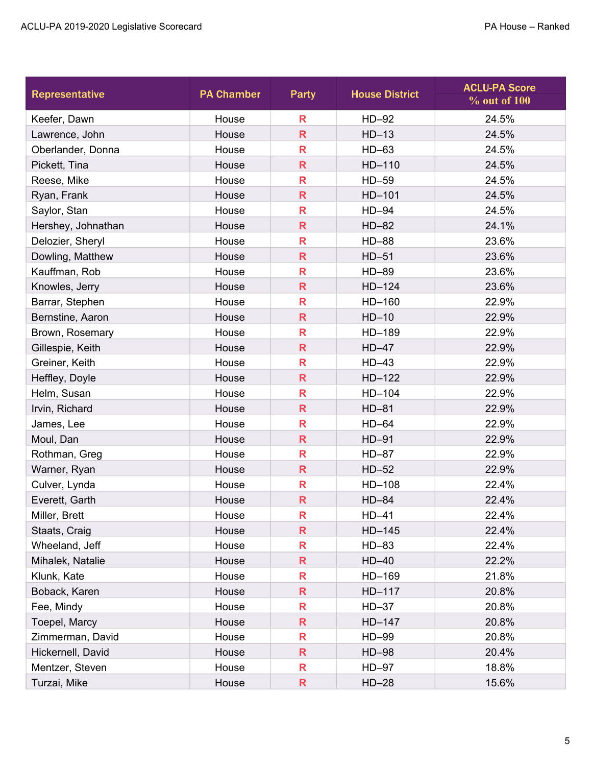| Representative | PA Chamber | Party | House District | ACLU-PA Score % out of 100 |
| --- | --- | --- | --- | --- |
| Keefer, Dawn | House | R | HD–92 | 24.5% |
| Lawrence, John | House | R | HD–13 | 24.5% |
| Oberlander, Donna | House | R | HD–63 | 24.5% |
| Pickett, Tina | House | R | HD–110 | 24.5% |
| Reese, Mike | House | R | HD–59 | 24.5% |
| Ryan, Frank | House | R | HD–101 | 24.5% |
| Saylor, Stan | House | R | HD–94 | 24.5% |
| Hershey, Johnathan | House | R | HD–82 | 24.1% |
| Delozier, Sheryl | House | R | HD–88 | 23.6% |
| Dowling, Matthew | House | R | HD–51 | 23.6% |
| Kauffman, Rob | House | R | HD–89 | 23.6% |
| Knowles, Jerry | House | R | HD–124 | 23.6% |
| Barrar, Stephen | House | R | HD–160 | 22.9% |
| Bernstine, Aaron | House | R | HD–10 | 22.9% |
| Brown, Rosemary | House | R | HD–189 | 22.9% |
| Gillespie, Keith | House | R | HD–47 | 22.9% |
| Greiner, Keith | House | R | HD–43 | 22.9% |
| Heffley, Doyle | House | R | HD–122 | 22.9% |
| Helm, Susan | House | R | HD–104 | 22.9% |
| Irvin, Richard | House | R | HD–81 | 22.9% |
| James, Lee | House | R | HD–64 | 22.9% |
| Moul, Dan | House | R | HD–91 | 22.9% |
| Rothman, Greg | House | R | HD–87 | 22.9% |
| Warner, Ryan | House | R | HD–52 | 22.9% |
| Culver, Lynda | House | R | HD–108 | 22.4% |
| Everett, Garth | House | R | HD–84 | 22.4% |
| Miller, Brett | House | R | HD–41 | 22.4% |
| Staats, Craig | House | R | HD–145 | 22.4% |
| Wheeland, Jeff | House | R | HD–83 | 22.4% |
| Mihalek, Natalie | House | R | HD–40 | 22.2% |
| Klunk, Kate | House | R | HD–169 | 21.8% |
| Boback, Karen | House | R | HD–117 | 20.8% |
| Fee, Mindy | House | R | HD–37 | 20.8% |
| Toepel, Marcy | House | R | HD–147 | 20.8% |
| Zimmerman, David | House | R | HD–99 | 20.8% |
| Hickernell, David | House | R | HD–98 | 20.4% |
| Mentzer, Steven | House | R | HD–97 | 18.8% |
| Turzai, Mike | House | R | HD–28 | 15.6% |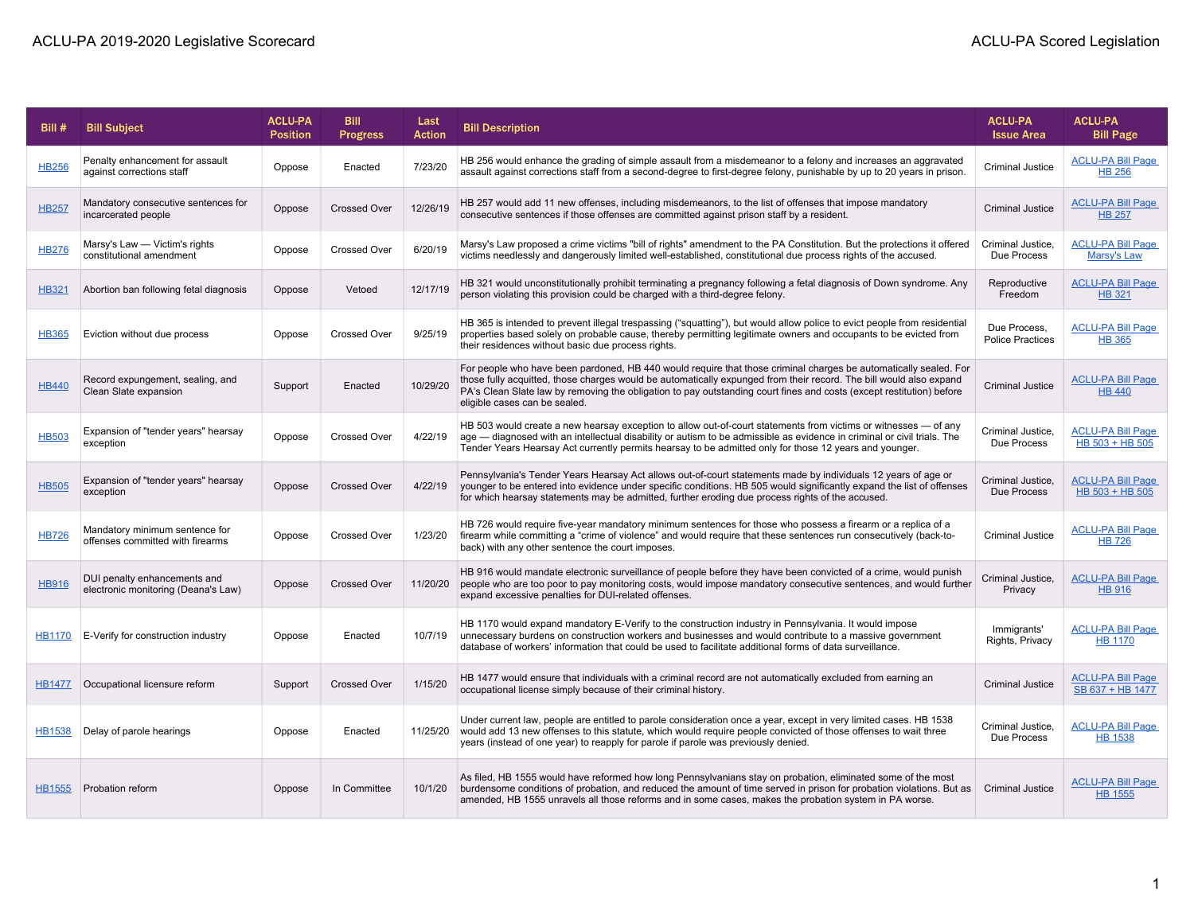| Bill # | Bill Subject | ACLU-PA Position | Bill Progress | Last Action | Bill Description | ACLU-PA Issue Area | ACLU-PA Bill Page |
|---|---|---|---|---|---|---|---|
| HB256 | Penalty enhancement for assault against corrections staff | Oppose | Enacted | 7/23/20 | HB 256 would enhance the grading of simple assault from a misdemeanor to a felony and increases an aggravated assault against corrections staff from a second-degree to first-degree felony, punishable by up to 20 years in prison. | Criminal Justice | ACLU-PA Bill Page HB 256 |
| HB257 | Mandatory consecutive sentences for incarcerated people | Oppose | Crossed Over | 12/26/19 | HB 257 would add 11 new offenses, including misdemeanors, to the list of offenses that impose mandatory consecutive sentences if those offenses are committed against prison staff by a resident. | Criminal Justice | ACLU-PA Bill Page HB 257 |
| HB276 | Marsy's Law — Victim's rights constitutional amendment | Oppose | Crossed Over | 6/20/19 | Marsy's Law proposed a crime victims "bill of rights" amendment to the PA Constitution. But the protections it offered victims needlessly and dangerously limited well-established, constitutional due process rights of the accused. | Criminal Justice, Due Process | ACLU-PA Bill Page Marsy's Law |
| HB321 | Abortion ban following fetal diagnosis | Oppose | Vetoed | 12/17/19 | HB 321 would unconstitutionally prohibit terminating a pregnancy following a fetal diagnosis of Down syndrome. Any person violating this provision could be charged with a third-degree felony. | Reproductive Freedom | ACLU-PA Bill Page HB 321 |
| HB365 | Eviction without due process | Oppose | Crossed Over | 9/25/19 | HB 365 is intended to prevent illegal trespassing ("squatting"), but would allow police to evict people from residential properties based solely on probable cause, thereby permitting legitimate owners and occupants to be evicted from their residences without basic due process rights. | Due Process, Police Practices | ACLU-PA Bill Page HB 365 |
| HB440 | Record expungement, sealing, and Clean Slate expansion | Support | Enacted | 10/29/20 | For people who have been pardoned, HB 440 would require that those criminal charges be automatically sealed. For those fully acquitted, those charges would be automatically expunged from their record. The bill would also expand PA's Clean Slate law by removing the obligation to pay outstanding court fines and costs (except restitution) before eligible cases can be sealed. | Criminal Justice | ACLU-PA Bill Page HB 440 |
| HB503 | Expansion of "tender years" hearsay exception | Oppose | Crossed Over | 4/22/19 | HB 503 would create a new hearsay exception to allow out-of-court statements from victims or witnesses — of any age — diagnosed with an intellectual disability or autism to be admissible as evidence in criminal or civil trials. The Tender Years Hearsay Act currently permits hearsay to be admitted only for those 12 years and younger. | Criminal Justice, Due Process | ACLU-PA Bill Page HB 503 + HB 505 |
| HB505 | Expansion of "tender years" hearsay exception | Oppose | Crossed Over | 4/22/19 | Pennsylvania's Tender Years Hearsay Act allows out-of-court statements made by individuals 12 years of age or younger to be entered into evidence under specific conditions. HB 505 would significantly expand the list of offenses for which hearsay statements may be admitted, further eroding due process rights of the accused. | Criminal Justice, Due Process | ACLU-PA Bill Page HB 503 + HB 505 |
| HB726 | Mandatory minimum sentence for offenses committed with firearms | Oppose | Crossed Over | 1/23/20 | HB 726 would require five-year mandatory minimum sentences for those who possess a firearm or a replica of a firearm while committing a "crime of violence" and would require that these sentences run consecutively (back-to-back) with any other sentence the court imposes. | Criminal Justice | ACLU-PA Bill Page HB 726 |
| HB916 | DUI penalty enhancements and electronic monitoring (Deana's Law) | Oppose | Crossed Over | 11/20/20 | HB 916 would mandate electronic surveillance of people before they have been convicted of a crime, would punish people who are too poor to pay monitoring costs, would impose mandatory consecutive sentences, and would further expand excessive penalties for DUI-related offenses. | Criminal Justice, Privacy | ACLU-PA Bill Page HB 916 |
| HB1170 | E-Verify for construction industry | Oppose | Enacted | 10/7/19 | HB 1170 would expand mandatory E-Verify to the construction industry in Pennsylvania. It would impose unnecessary burdens on construction workers and businesses and would contribute to a massive government database of workers' information that could be used to facilitate additional forms of data surveillance. | Immigrants' Rights, Privacy | ACLU-PA Bill Page HB 1170 |
| HB1477 | Occupational licensure reform | Support | Crossed Over | 1/15/20 | HB 1477 would ensure that individuals with a criminal record are not automatically excluded from earning an occupational license simply because of their criminal history. | Criminal Justice | ACLU-PA Bill Page SB 637 + HB 1477 |
| HB1538 | Delay of parole hearings | Oppose | Enacted | 11/25/20 | Under current law, people are entitled to parole consideration once a year, except in very limited cases. HB 1538 would add 13 new offenses to this statute, which would require people convicted of those offenses to wait three years (instead of one year) to reapply for parole if parole was previously denied. | Criminal Justice, Due Process | ACLU-PA Bill Page HB 1538 |
| HB1555 | Probation reform | Oppose | In Committee | 10/1/20 | As filed, HB 1555 would have reformed how long Pennsylvanians stay on probation, eliminated some of the most burdensome conditions of probation, and reduced the amount of time served in prison for probation violations. But as amended, HB 1555 unravels all those reforms and in some cases, makes the probation system in PA worse. | Criminal Justice | ACLU-PA Bill Page HB 1555 |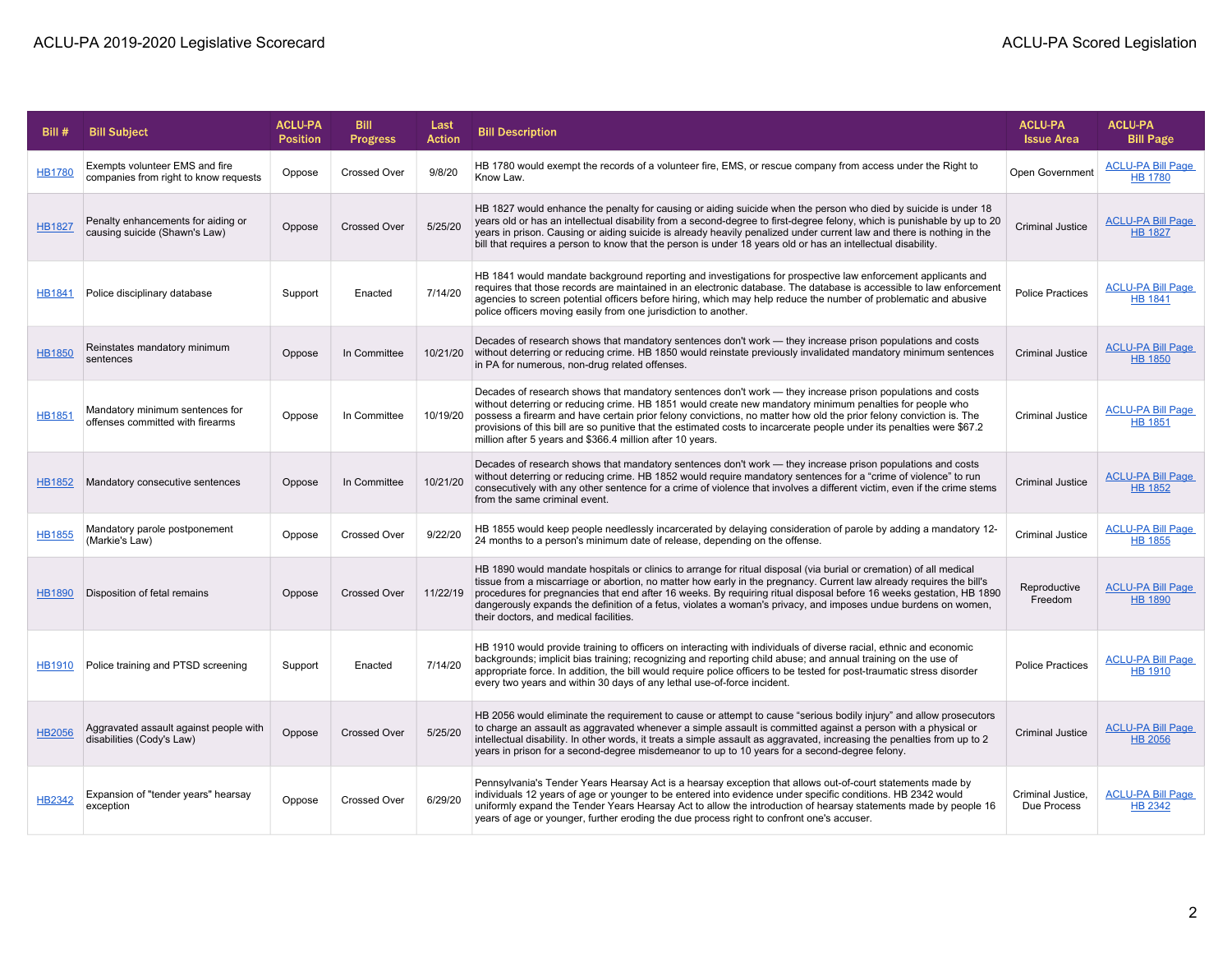| Bill # | Bill Subject | ACLU-PA Position | Bill Progress | Last Action | Bill Description | ACLU-PA Issue Area | ACLU-PA Bill Page |
|---|---|---|---|---|---|---|---|
| HB1780 | Exempts volunteer EMS and fire companies from right to know requests | Oppose | Crossed Over | 9/8/20 | HB 1780 would exempt the records of a volunteer fire, EMS, or rescue company from access under the Right to Know Law. | Open Government | ACLU-PA Bill Page HB 1780 |
| HB1827 | Penalty enhancements for aiding or causing suicide (Shawn's Law) | Oppose | Crossed Over | 5/25/20 | HB 1827 would enhance the penalty for causing or aiding suicide when the person who died by suicide is under 18 years old or has an intellectual disability from a second-degree to first-degree felony, which is punishable by up to 20 years in prison. Causing or aiding suicide is already heavily penalized under current law and there is nothing in the bill that requires a person to know that the person is under 18 years old or has an intellectual disability. | Criminal Justice | ACLU-PA Bill Page HB 1827 |
| HB1841 | Police disciplinary database | Support | Enacted | 7/14/20 | HB 1841 would mandate background reporting and investigations for prospective law enforcement applicants and requires that those records are maintained in an electronic database. The database is accessible to law enforcement agencies to screen potential officers before hiring, which may help reduce the number of problematic and abusive police officers moving easily from one jurisdiction to another. | Police Practices | ACLU-PA Bill Page HB 1841 |
| HB1850 | Reinstates mandatory minimum sentences | Oppose | In Committee | 10/21/20 | Decades of research shows that mandatory sentences don't work — they increase prison populations and costs without deterring or reducing crime. HB 1850 would reinstate previously invalidated mandatory minimum sentences in PA for numerous, non-drug related offenses. | Criminal Justice | ACLU-PA Bill Page HB 1850 |
| HB1851 | Mandatory minimum sentences for offenses committed with firearms | Oppose | In Committee | 10/19/20 | Decades of research shows that mandatory sentences don't work — they increase prison populations and costs without deterring or reducing crime. HB 1851 would create new mandatory minimum penalties for people who possess a firearm and have certain prior felony convictions, no matter how old the prior felony conviction is. The provisions of this bill are so punitive that the estimated costs to incarcerate people under its penalties were $67.2 million after 5 years and $366.4 million after 10 years. | Criminal Justice | ACLU-PA Bill Page HB 1851 |
| HB1852 | Mandatory consecutive sentences | Oppose | In Committee | 10/21/20 | Decades of research shows that mandatory sentences don't work — they increase prison populations and costs without deterring or reducing crime. HB 1852 would require mandatory sentences for a "crime of violence" to run consecutively with any other sentence for a crime of violence that involves a different victim, even if the crime stems from the same criminal event. | Criminal Justice | ACLU-PA Bill Page HB 1852 |
| HB1855 | Mandatory parole postponement (Markie's Law) | Oppose | Crossed Over | 9/22/20 | HB 1855 would keep people needlessly incarcerated by delaying consideration of parole by adding a mandatory 12-24 months to a person's minimum date of release, depending on the offense. | Criminal Justice | ACLU-PA Bill Page HB 1855 |
| HB1890 | Disposition of fetal remains | Oppose | Crossed Over | 11/22/19 | HB 1890 would mandate hospitals or clinics to arrange for ritual disposal (via burial or cremation) of all medical tissue from a miscarriage or abortion, no matter how early in the pregnancy. Current law already requires the bill's procedures for pregnancies that end after 16 weeks. By requiring ritual disposal before 16 weeks gestation, HB 1890 dangerously expands the definition of a fetus, violates a woman's privacy, and imposes undue burdens on women, their doctors, and medical facilities. | Reproductive Freedom | ACLU-PA Bill Page HB 1890 |
| HB1910 | Police training and PTSD screening | Support | Enacted | 7/14/20 | HB 1910 would provide training to officers on interacting with individuals of diverse racial, ethnic and economic backgrounds; implicit bias training; recognizing and reporting child abuse; and annual training on the use of appropriate force. In addition, the bill would require police officers to be tested for post-traumatic stress disorder every two years and within 30 days of any lethal use-of-force incident. | Police Practices | ACLU-PA Bill Page HB 1910 |
| HB2056 | Aggravated assault against people with disabilities (Cody's Law) | Oppose | Crossed Over | 5/25/20 | HB 2056 would eliminate the requirement to cause or attempt to cause "serious bodily injury" and allow prosecutors to charge an assault as aggravated whenever a simple assault is committed against a person with a physical or intellectual disability. In other words, it treats a simple assault as aggravated, increasing the penalties from up to 2 years in prison for a second-degree misdemeanor to up to 10 years for a second-degree felony. | Criminal Justice | ACLU-PA Bill Page HB 2056 |
| HB2342 | Expansion of "tender years" hearsay exception | Oppose | Crossed Over | 6/29/20 | Pennsylvania's Tender Years Hearsay Act is a hearsay exception that allows out-of-court statements made by individuals 12 years of age or younger to be entered into evidence under specific conditions. HB 2342 would uniformly expand the Tender Years Hearsay Act to allow the introduction of hearsay statements made by people 16 years of age or younger, further eroding the due process right to confront one's accuser. | Criminal Justice, Due Process | ACLU-PA Bill Page HB 2342 |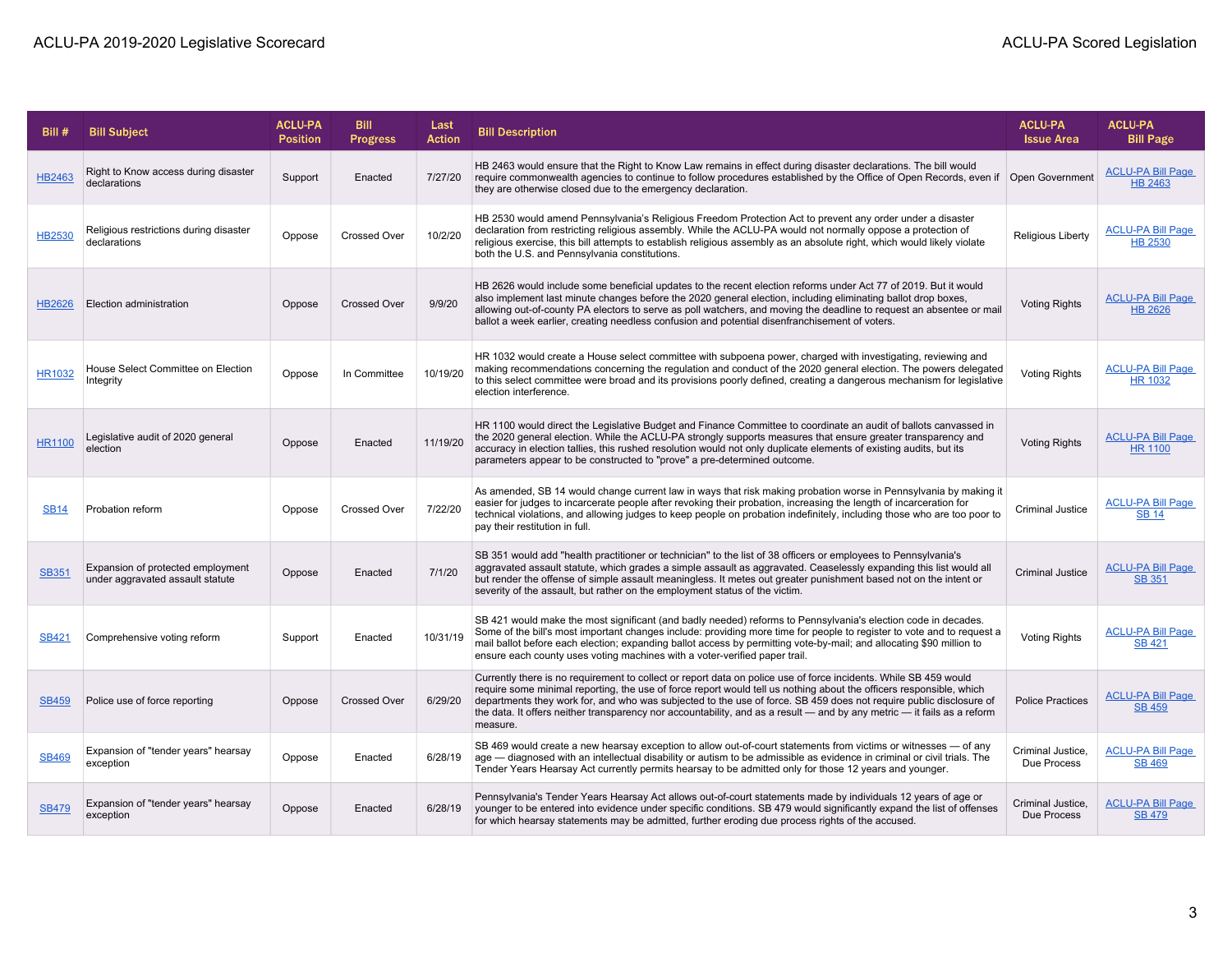| Bill # | Bill Subject | ACLU-PA Position | Bill Progress | Last Action | Bill Description | ACLU-PA Issue Area | ACLU-PA Bill Page |
|---|---|---|---|---|---|---|---|
| HB2463 | Right to Know access during disaster declarations | Support | Enacted | 7/27/20 | HB 2463 would ensure that the Right to Know Law remains in effect during disaster declarations. The bill would require commonwealth agencies to continue to follow procedures established by the Office of Open Records, even if they are otherwise closed due to the emergency declaration. | Open Government | ACLU-PA Bill Page HB 2463 |
| HB2530 | Religious restrictions during disaster declarations | Oppose | Crossed Over | 10/2/20 | HB 2530 would amend Pennsylvania's Religious Freedom Protection Act to prevent any order under a disaster declaration from restricting religious assembly. While the ACLU-PA would not normally oppose a protection of religious exercise, this bill attempts to establish religious assembly as an absolute right, which would likely violate both the U.S. and Pennsylvania constitutions. | Religious Liberty | ACLU-PA Bill Page HB 2530 |
| HB2626 | Election administration | Oppose | Crossed Over | 9/9/20 | HB 2626 would include some beneficial updates to the recent election reforms under Act 77 of 2019. But it would also implement last minute changes before the 2020 general election, including eliminating ballot drop boxes, allowing out-of-county PA electors to serve as poll watchers, and moving the deadline to request an absentee or mail ballot a week earlier, creating needless confusion and potential disenfranchisement of voters. | Voting Rights | ACLU-PA Bill Page HB 2626 |
| HR1032 | House Select Committee on Election Integrity | Oppose | In Committee | 10/19/20 | HR 1032 would create a House select committee with subpoena power, charged with investigating, reviewing and making recommendations concerning the regulation and conduct of the 2020 general election. The powers delegated to this select committee were broad and its provisions poorly defined, creating a dangerous mechanism for legislative election interference. | Voting Rights | ACLU-PA Bill Page HR 1032 |
| HR1100 | Legislative audit of 2020 general election | Oppose | Enacted | 11/19/20 | HR 1100 would direct the Legislative Budget and Finance Committee to coordinate an audit of ballots canvassed in the 2020 general election. While the ACLU-PA strongly supports measures that ensure greater transparency and accuracy in election tallies, this rushed resolution would not only duplicate elements of existing audits, but its parameters appear to be constructed to "prove" a pre-determined outcome. | Voting Rights | ACLU-PA Bill Page HR 1100 |
| SB14 | Probation reform | Oppose | Crossed Over | 7/22/20 | As amended, SB 14 would change current law in ways that risk making probation worse in Pennsylvania by making it easier for judges to incarcerate people after revoking their probation, increasing the length of incarceration for technical violations, and allowing judges to keep people on probation indefinitely, including those who are too poor to pay their restitution in full. | Criminal Justice | ACLU-PA Bill Page SB 14 |
| SB351 | Expansion of protected employment under aggravated assault statute | Oppose | Enacted | 7/1/20 | SB 351 would add "health practitioner or technician" to the list of 38 officers or employees to Pennsylvania's aggravated assault statute, which grades a simple assault as aggravated. Ceaselessly expanding this list would all but render the offense of simple assault meaningless. It metes out greater punishment based not on the intent or severity of the assault, but rather on the employment status of the victim. | Criminal Justice | ACLU-PA Bill Page SB 351 |
| SB421 | Comprehensive voting reform | Support | Enacted | 10/31/19 | SB 421 would make the most significant (and badly needed) reforms to Pennsylvania's election code in decades. Some of the bill's most important changes include: providing more time for people to register to vote and to request a mail ballot before each election; expanding ballot access by permitting vote-by-mail; and allocating $90 million to ensure each county uses voting machines with a voter-verified paper trail. | Voting Rights | ACLU-PA Bill Page SB 421 |
| SB459 | Police use of force reporting | Oppose | Crossed Over | 6/29/20 | Currently there is no requirement to collect or report data on police use of force incidents. While SB 459 would require some minimal reporting, the use of force report would tell us nothing about the officers responsible, which departments they work for, and who was subjected to the use of force. SB 459 does not require public disclosure of the data. It offers neither transparency nor accountability, and as a result — and by any metric — it fails as a reform measure. | Police Practices | ACLU-PA Bill Page SB 459 |
| SB469 | Expansion of "tender years" hearsay exception | Oppose | Enacted | 6/28/19 | SB 469 would create a new hearsay exception to allow out-of-court statements from victims or witnesses — of any age — diagnosed with an intellectual disability or autism to be admissible as evidence in criminal or civil trials. The Tender Years Hearsay Act currently permits hearsay to be admitted only for those 12 years and younger. | Criminal Justice, Due Process | ACLU-PA Bill Page SB 469 |
| SB479 | Expansion of "tender years" hearsay exception | Oppose | Enacted | 6/28/19 | Pennsylvania's Tender Years Hearsay Act allows out-of-court statements made by individuals 12 years of age or younger to be entered into evidence under specific conditions. SB 479 would significantly expand the list of offenses for which hearsay statements may be admitted, further eroding due process rights of the accused. | Criminal Justice, Due Process | ACLU-PA Bill Page SB 479 |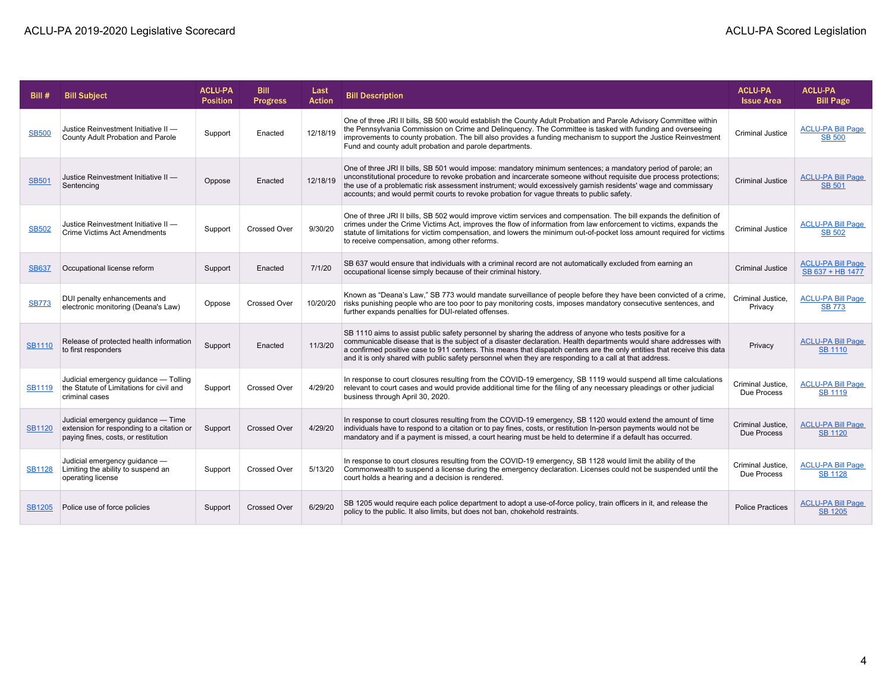| Bill # | Bill Subject | ACLU-PA Position | Bill Progress | Last Action | Bill Description | ACLU-PA Issue Area | ACLU-PA Bill Page |
|---|---|---|---|---|---|---|---|
| SB500 | Justice Reinvestment Initiative II — County Adult Probation and Parole | Support | Enacted | 12/18/19 | One of three JRI II bills, SB 500 would establish the County Adult Probation and Parole Advisory Committee within the Pennsylvania Commission on Crime and Delinquency. The Committee is tasked with funding and overseeing improvements to county probation. The bill also provides a funding mechanism to support the Justice Reinvestment Fund and county adult probation and parole departments. | Criminal Justice | ACLU-PA Bill Page SB 500 |
| SB501 | Justice Reinvestment Initiative II — Sentencing | Oppose | Enacted | 12/18/19 | One of three JRI II bills, SB 501 would impose: mandatory minimum sentences; a mandatory period of parole; an unconstitutional procedure to revoke probation and incarcerate someone without requisite due process protections; the use of a problematic risk assessment instrument; would excessively garnish residents' wage and commissary accounts; and would permit courts to revoke probation for vague threats to public safety. | Criminal Justice | ACLU-PA Bill Page SB 501 |
| SB502 | Justice Reinvestment Initiative II — Crime Victims Act Amendments | Support | Crossed Over | 9/30/20 | One of three JRI II bills, SB 502 would improve victim services and compensation. The bill expands the definition of crimes under the Crime Victims Act, improves the flow of information from law enforcement to victims, expands the statute of limitations for victim compensation, and lowers the minimum out-of-pocket loss amount required for victims to receive compensation, among other reforms. | Criminal Justice | ACLU-PA Bill Page SB 502 |
| SB637 | Occupational license reform | Support | Enacted | 7/1/20 | SB 637 would ensure that individuals with a criminal record are not automatically excluded from earning an occupational license simply because of their criminal history. | Criminal Justice | ACLU-PA Bill Page SB 637 + HB 1477 |
| SB773 | DUI penalty enhancements and electronic monitoring (Deana's Law) | Oppose | Crossed Over | 10/20/20 | Known as "Deana's Law," SB 773 would mandate surveillance of people before they have been convicted of a crime, risks punishing people who are too poor to pay monitoring costs, imposes mandatory consecutive sentences, and further expands penalties for DUI-related offenses. | Criminal Justice, Privacy | ACLU-PA Bill Page SB 773 |
| SB1110 | Release of protected health information to first responders | Support | Enacted | 11/3/20 | SB 1110 aims to assist public safety personnel by sharing the address of anyone who tests positive for a communicable disease that is the subject of a disaster declaration. Health departments would share addresses with a confirmed positive case to 911 centers. This means that dispatch centers are the only entities that receive this data and it is only shared with public safety personnel when they are responding to a call at that address. | Privacy | ACLU-PA Bill Page SB 1110 |
| SB1119 | Judicial emergency guidance — Tolling the Statute of Limitations for civil and criminal cases | Support | Crossed Over | 4/29/20 | In response to court closures resulting from the COVID-19 emergency, SB 1119 would suspend all time calculations relevant to court cases and would provide additional time for the filing of any necessary pleadings or other judicial business through April 30, 2020. | Criminal Justice, Due Process | ACLU-PA Bill Page SB 1119 |
| SB1120 | Judicial emergency guidance — Time extension for responding to a citation or paying fines, costs, or restitution | Support | Crossed Over | 4/29/20 | In response to court closures resulting from the COVID-19 emergency, SB 1120 would extend the amount of time individuals have to respond to a citation or to pay fines, costs, or restitution In-person payments would not be mandatory and if a payment is missed, a court hearing must be held to determine if a default has occurred. | Criminal Justice, Due Process | ACLU-PA Bill Page SB 1120 |
| SB1128 | Judicial emergency guidance — Limiting the ability to suspend an operating license | Support | Crossed Over | 5/13/20 | In response to court closures resulting from the COVID-19 emergency, SB 1128 would limit the ability of the Commonwealth to suspend a license during the emergency declaration. Licenses could not be suspended until the court holds a hearing and a decision is rendered. | Criminal Justice, Due Process | ACLU-PA Bill Page SB 1128 |
| SB1205 | Police use of force policies | Support | Crossed Over | 6/29/20 | SB 1205 would require each police department to adopt a use-of-force policy, train officers in it, and release the policy to the public. It also limits, but does not ban, chokehold restraints. | Police Practices | ACLU-PA Bill Page SB 1205 |